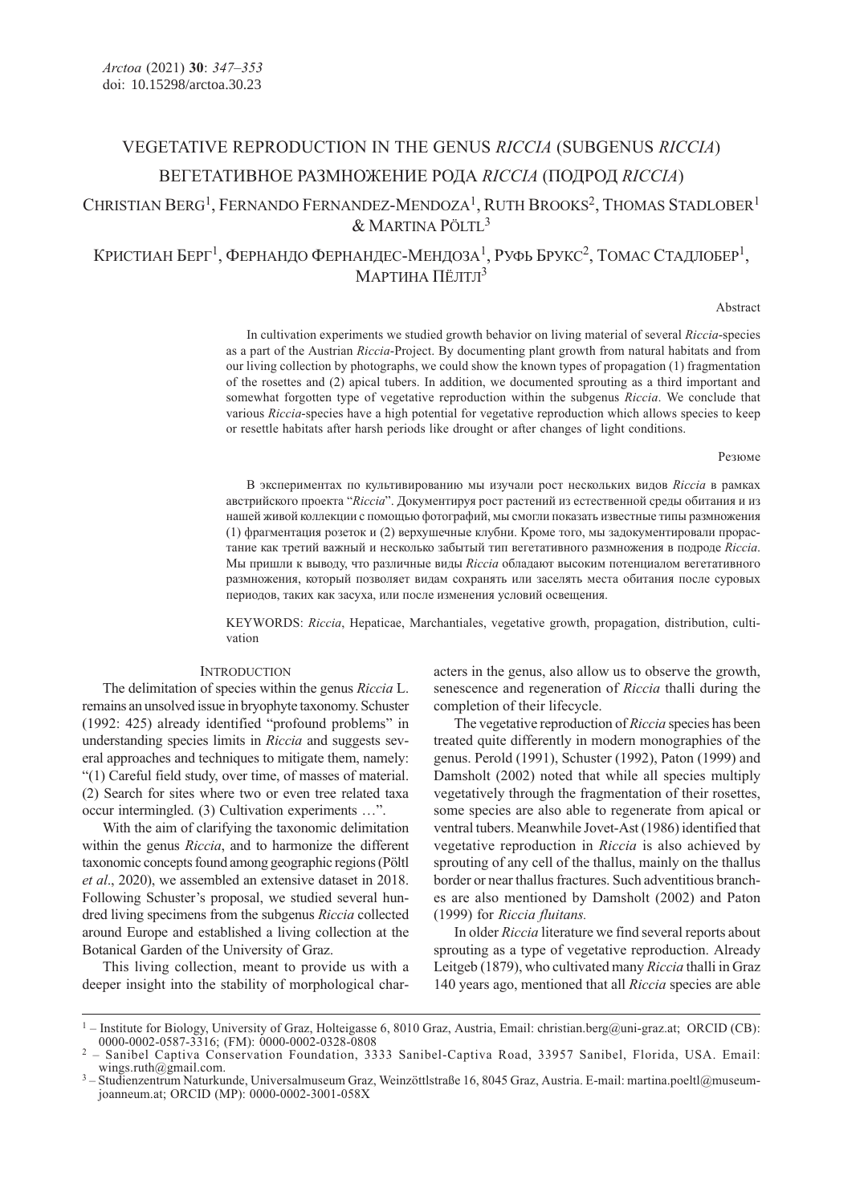# VEGETATIVE REPRODUCTION IN THE GENUS *RICCIA* (SUBGENUS *RICCIA*)

# ВЕГЕТАТИВНОЕ РАЗМНОЖЕНИЕ РОДА *RICCIA* (ПОДРОД *RICCIA*)

CHRISTIAN BERG[1], FERNANDO FERNANDEZ-MENDOZA[1], RUTH BROOKS[2], THOMAS STADLOBER[1] & MARTINA PÖLTL[3]

КРИСТИАН БЕРГ[1], ФЕРНАНДО ФЕРНАНДЕС-МЕНДОЗА[1], РУФЬ БРУКС[2], ТОМАС СТАДЛОБЕР[1], МАРТИНА ПЁЛТЛ[3]

Abstract

In cultivation experiments we studied growth behavior on living material of several *Riccia*-species as a part of the Austrian *Riccia*-Project. By documenting plant growth from natural habitats and from our living collection by photographs, we could show the known types of propagation (1) fragmentation of the rosettes and (2) apical tubers. In addition, we documented sprouting as a third important and somewhat forgotten type of vegetative reproduction within the subgenus *Riccia*. We conclude that various *Riccia*-species have a high potential for vegetative reproduction which allows species to keep or resettle habitats after harsh periods like drought or after changes of light conditions.

Резюме

В экспериментах по культивированию мы изучали рост нескольких видов *Riccia* в рамках австрийского проекта "*Riccia*". Документируя рост растений из естественной среды обитания и из нашей живой коллекции с помощью фотографий, мы смогли показать известные типы размножения (1) фрагментация розеток и (2) верхушечные клубни. Кроме того, мы задокументировали прорастание как третий важный и несколько забытый тип вегетативного размножения в подроде *Riccia*. Мы пришли к выводу, что различные виды *Riccia* обладают высоким потенциалом вегетативного размножения, который позволяет видам сохранять или заселять места обитания после суровых периодов, таких как засуха, или после изменения условий освещения.

KEYWORDS: *Riccia*, Hepaticae, Marchantiales, vegetative growth, propagation, distribution, cultivation

## INTRODUCTION

The delimitation of species within the genus *Riccia* L. remains an unsolved issue in bryophyte taxonomy. Schuster (1992: 425) already identified "profound problems" in understanding species limits in *Riccia* and suggests several approaches and techniques to mitigate them, namely: "(1) Careful field study, over time, of masses of material. (2) Search for sites where two or even tree related taxa occur intermingled. (3) Cultivation experiments …".

With the aim of clarifying the taxonomic delimitation within the genus *Riccia*, and to harmonize the different taxonomic concepts found among geographic regions (Pöltl *et al*., 2020), we assembled an extensive dataset in 2018. Following Schuster's proposal, we studied several hundred living specimens from the subgenus *Riccia* collected around Europe and established a living collection at the Botanical Garden of the University of Graz.

This living collection, meant to provide us with a deeper insight into the stability of morphological characters in the genus, also allow us to observe the growth, senescence and regeneration of *Riccia* thalli during the completion of their lifecycle.

The vegetative reproduction of *Riccia* species has been treated quite differently in modern monographies of the genus. Perold (1991), Schuster (1992), Paton (1999) and Damsholt (2002) noted that while all species multiply vegetatively through the fragmentation of their rosettes, some species are also able to regenerate from apical or ventral tubers. Meanwhile Jovet-Ast (1986) identified that vegetative reproduction in *Riccia* is also achieved by sprouting of any cell of the thallus, mainly on the thallus border or near thallus fractures. Such adventitious branches are also mentioned by Damsholt (2002) and Paton (1999) for *Riccia fluitans.*

In older *Riccia* literature we find several reports about sprouting as a type of vegetative reproduction. Already Leitgeb (1879), who cultivated many *Riccia* thalli in Graz 140 years ago, mentioned that all *Riccia* species are able

---

[1] – Institute for Biology, University of Graz, Holteigasse 6, 8010 Graz, Austria, Email: christian.berg@uni-graz.at; ORCID (CB): 0000-0002-0587-3316; (FM): 0000-0002-0328-0808

[2] – Sanibel Captiva Conservation Foundation, 3333 Sanibel-Captiva Road, 33957 Sanibel, Florida, USA. Email: wings.ruth@gmail.com.

[3] – Studienzentrum Naturkunde, Universalmuseum Graz, Weinzöttlstraße 16, 8045 Graz, Austria. E-mail: martina.poeltl@museum-joanneum.at; ORCID (MP): 0000-0002-3001-058X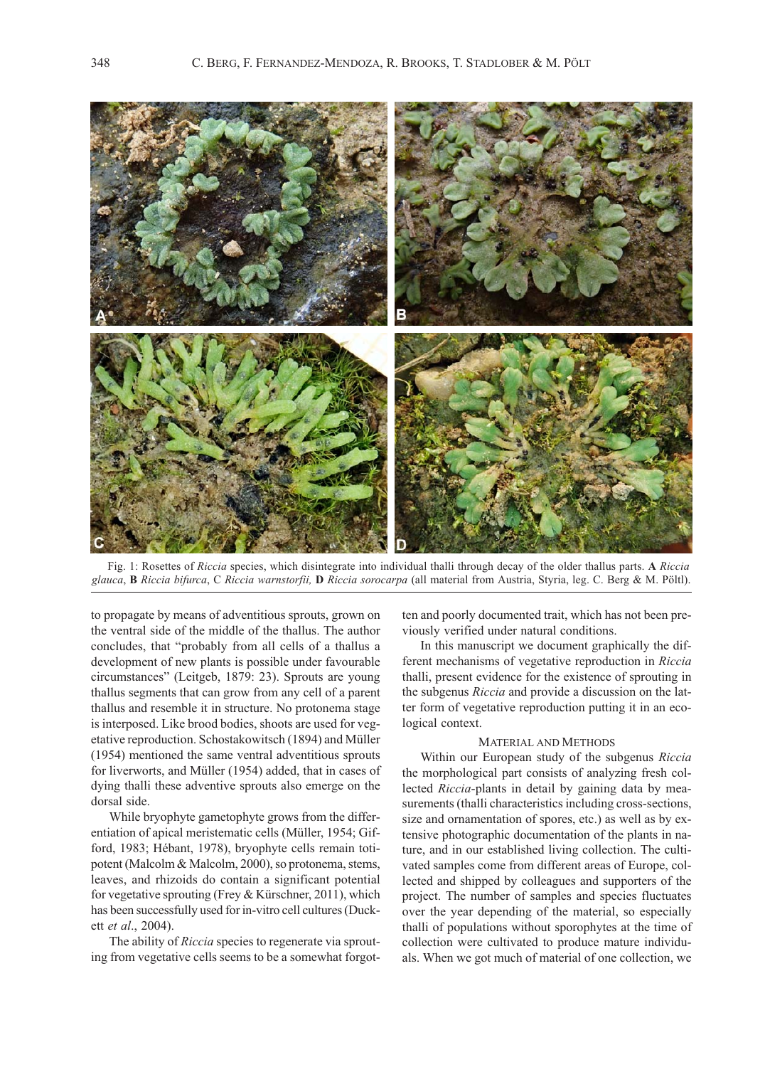Fig. 1: Rosettes of *Riccia* species, which disintegrate into individual thalli through decay of the older thallus parts. **A** *Riccia glauca*, **B** *Riccia bifurca*, C *Riccia warnstorfii,* **D** *Riccia sorocarpa* (all material from Austria, Styria, leg. C. Berg & M. Pöltl).

to propagate by means of adventitious sprouts, grown on the ventral side of the middle of the thallus. The author concludes, that "probably from all cells of a thallus a development of new plants is possible under favourable circumstances" (Leitgeb, 1879: 23). Sprouts are young thallus segments that can grow from any cell of a parent thallus and resemble it in structure. No protonema stage is interposed. Like brood bodies, shoots are used for vegetative reproduction. Schostakowitsch (1894) and Müller (1954) mentioned the same ventral adventitious sprouts for liverworts, and Müller (1954) added, that in cases of dying thalli these adventive sprouts also emerge on the dorsal side.

While bryophyte gametophyte grows from the differentiation of apical meristematic cells (Müller, 1954; Gifford, 1983; Hébant, 1978), bryophyte cells remain totipotent (Malcolm & Malcolm, 2000), so protonema, stems, leaves, and rhizoids do contain a significant potential for vegetative sprouting (Frey & Kürschner, 2011), which has been successfully used for in-vitro cell cultures (Duckett *et al*., 2004).

The ability of *Riccia* species to regenerate via sprouting from vegetative cells seems to be a somewhat forgotten and poorly documented trait, which has not been previously verified under natural conditions.

In this manuscript we document graphically the different mechanisms of vegetative reproduction in *Riccia* thalli, present evidence for the existence of sprouting in the subgenus *Riccia* and provide a discussion on the latter form of vegetative reproduction putting it in an ecological context.

## Material and Methods

Within our European study of the subgenus *Riccia* the morphological part consists of analyzing fresh collected *Riccia*-plants in detail by gaining data by measurements (thalli characteristics including cross-sections, size and ornamentation of spores, etc.) as well as by extensive photographic documentation of the plants in nature, and in our established living collection. The cultivated samples come from different areas of Europe, collected and shipped by colleagues and supporters of the project. The number of samples and species fluctuates over the year depending of the material, so especially thalli of populations without sporophytes at the time of collection were cultivated to produce mature individuals. When we got much of material of one collection, we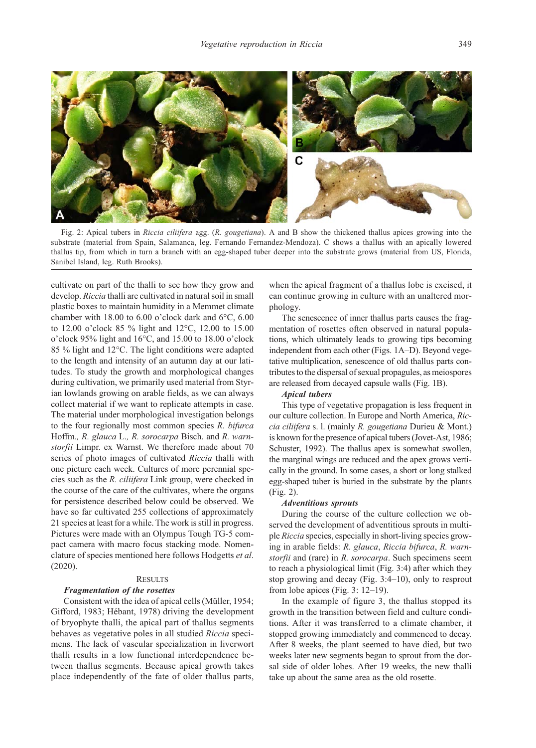Fig. 2: Apical tubers in *Riccia ciliifera* agg. (*R. gougetiana*). A and B show the thickened thallus apices growing into the substrate (material from Spain, Salamanca, leg. Fernando Fernandez-Mendoza). C shows a thallus with an apically lowered thallus tip, from which in turn a branch with an egg-shaped tuber deeper into the substrate grows (material from US, Florida, Sanibel Island, leg. Ruth Brooks).

cultivate on part of the thalli to see how they grow and develop. *Riccia* thalli are cultivated in natural soil in small plastic boxes to maintain humidity in a Memmet climate chamber with 18.00 to 6.00 o'clock dark and 6°C, 6.00 to 12.00 o'clock 85 % light and 12°C, 12.00 to 15.00 o'clock 95% light and 16°C, and 15.00 to 18.00 o'clock 85 % light and 12°C. The light conditions were adapted to the length and intensity of an autumn day at our latitudes. To study the growth and morphological changes during cultivation, we primarily used material from Styrian lowlands growing on arable fields, as we can always collect material if we want to replicate attempts in case. The material under morphological investigation belongs to the four regionally most common species *R. bifurca* Hoffm., *R. glauca* L., *R. sorocarpa* Bisch. and *R. warnstorfii* Limpr. ex Warnst. We therefore made about 70 series of photo images of cultivated *Riccia* thalli with one picture each week. Cultures of more perennial species such as the *R. ciliifera* Link group, were checked in the course of the care of the cultivates, where the organs for persistence described below could be observed. We have so far cultivated 255 collections of approximately 21 species at least for a while. The work is still in progress. Pictures were made with an Olympus Tough TG-5 compact camera with macro focus stacking mode. Nomenclature of species mentioned here follows Hodgetts *et al*. (2020).

## Results

### *Fragmentation of the rosettes*

Consistent with the idea of apical cells (Müller, 1954; Gifford, 1983; Hébant, 1978) driving the development of bryophyte thalli, the apical part of thallus segments behaves as vegetative poles in all studied *Riccia* specimens. The lack of vascular specialization in liverwort thalli results in a low functional interdependence between thallus segments. Because apical growth takes place independently of the fate of older thallus parts, when the apical fragment of a thallus lobe is excised, it can continue growing in culture with an unaltered morphology.

The senescence of inner thallus parts causes the fragmentation of rosettes often observed in natural populations, which ultimately leads to growing tips becoming independent from each other (Figs. 1A–D). Beyond vegetative multiplication, senescence of old thallus parts contributes to the dispersal of sexual propagules, as meiospores are released from decayed capsule walls (Fig. 1B).

### *Apical tubers*

This type of vegetative propagation is less frequent in our culture collection. In Europe and North America, *Riccia ciliifera* s. l. (mainly *R. gougetiana* Durieu & Mont.) is known for the presence of apical tubers (Jovet-Ast, 1986; Schuster, 1992). The thallus apex is somewhat swollen, the marginal wings are reduced and the apex grows vertically in the ground. In some cases, a short or long stalked egg-shaped tuber is buried in the substrate by the plants (Fig. 2).

### *Adventitious sprouts*

During the course of the culture collection we observed the development of adventitious sprouts in multiple *Riccia* species, especially in short-living species growing in arable fields: *R. glauca*, *Riccia bifurca*, *R. warnstorfii* and (rare) in *R. sorocarpa*. Such specimens seem to reach a physiological limit (Fig. 3:4) after which they stop growing and decay (Fig. 3:4–10), only to resprout from lobe apices (Fig. 3: 12–19).

In the example of figure 3, the thallus stopped its growth in the transition between field and culture conditions. After it was transferred to a climate chamber, it stopped growing immediately and commenced to decay. After 8 weeks, the plant seemed to have died, but two weeks later new segments began to sprout from the dorsal side of older lobes. After 19 weeks, the new thalli take up about the same area as the old rosette.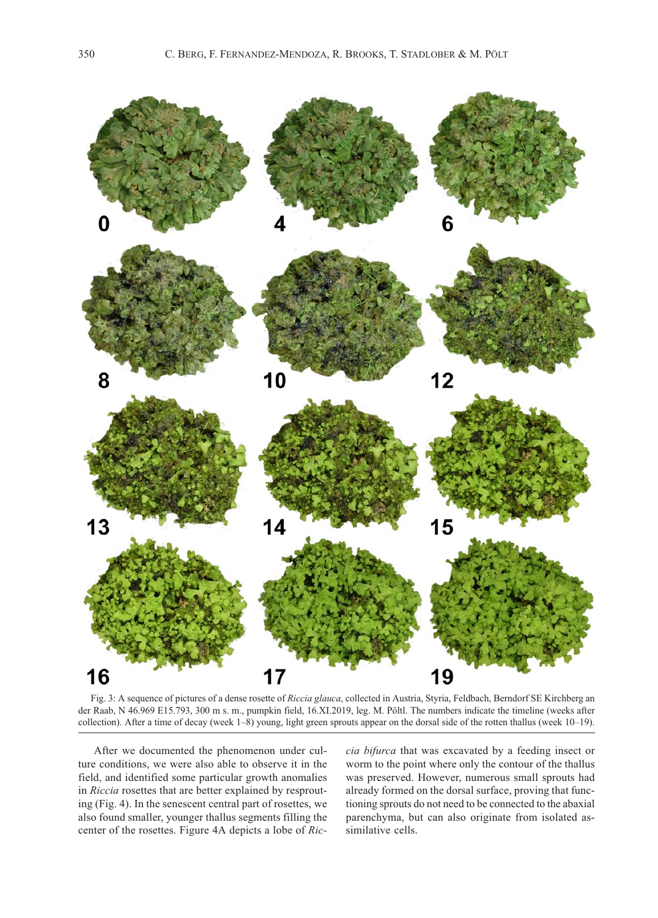Fig. 3: A sequence of pictures of a dense rosette of *Riccia glauca*, collected in Austria, Styria, Feldbach, Berndorf SE Kirchberg an der Raab, N 46.969 E15.793, 300 m s. m., pumpkin field, 16.XI.2019, leg. M. Pöltl. The numbers indicate the timeline (weeks after collection). After a time of decay (week 1–8) young, light green sprouts appear on the dorsal side of the rotten thallus (week 10–19).

After we documented the phenomenon under culture conditions, we were also able to observe it in the field, and identified some particular growth anomalies in *Riccia* rosettes that are better explained by resprouting (Fig. 4). In the senescent central part of rosettes, we also found smaller, younger thallus segments filling the center of the rosettes. Figure 4A depicts a lobe of *Riccia bifurca* that was excavated by a feeding insect or worm to the point where only the contour of the thallus was preserved. However, numerous small sprouts had already formed on the dorsal surface, proving that functioning sprouts do not need to be connected to the abaxial parenchyma, but can also originate from isolated assimilative cells.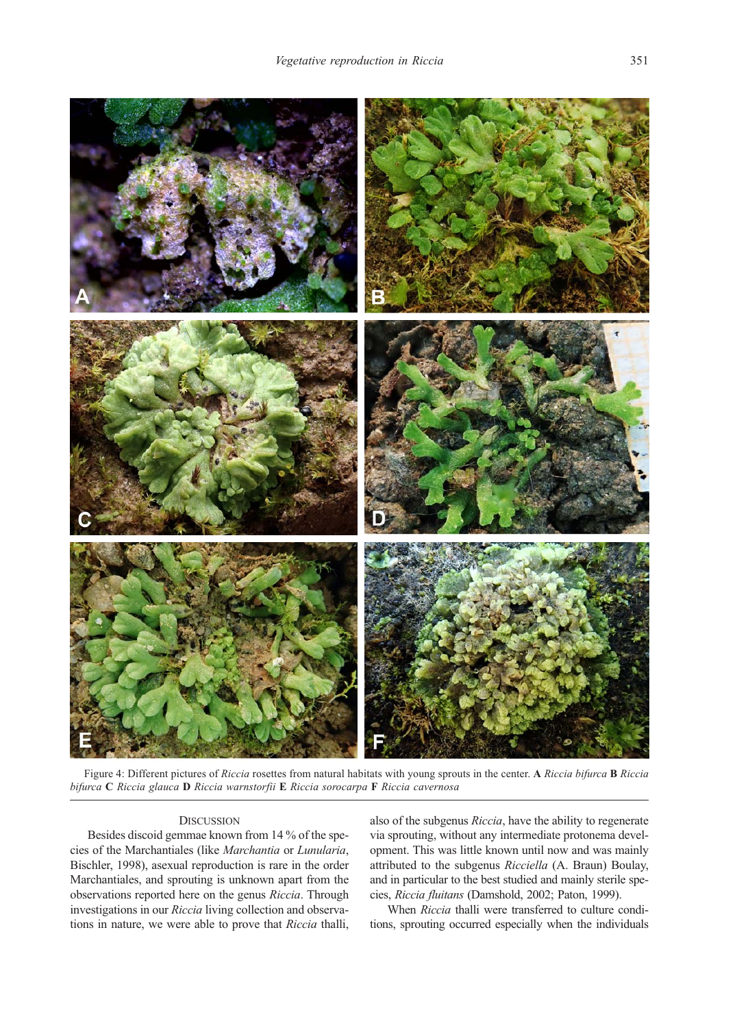Figure 4: Different pictures of *Riccia* rosettes from natural habitats with young sprouts in the center. **A** *Riccia bifurca* **B** *Riccia bifurca* **C** *Riccia glauca* **D** *Riccia warnstorfii* **E** *Riccia sorocarpa* **F** *Riccia cavernosa*

## Discussion

Besides discoid gemmae known from 14 % of the species of the Marchantiales (like *Marchantia* or *Lunularia*, Bischler, 1998), asexual reproduction is rare in the order Marchantiales, and sprouting is unknown apart from the observations reported here on the genus *Riccia*. Through investigations in our *Riccia* living collection and observations in nature, we were able to prove that *Riccia* thalli, also of the subgenus *Riccia*, have the ability to regenerate via sprouting, without any intermediate protonema development. This was little known until now and was mainly attributed to the subgenus *Ricciella* (A. Braun) Boulay, and in particular to the best studied and mainly sterile species, *Riccia fluitans* (Damshold, 2002; Paton, 1999).

When *Riccia* thalli were transferred to culture conditions, sprouting occurred especially when the individuals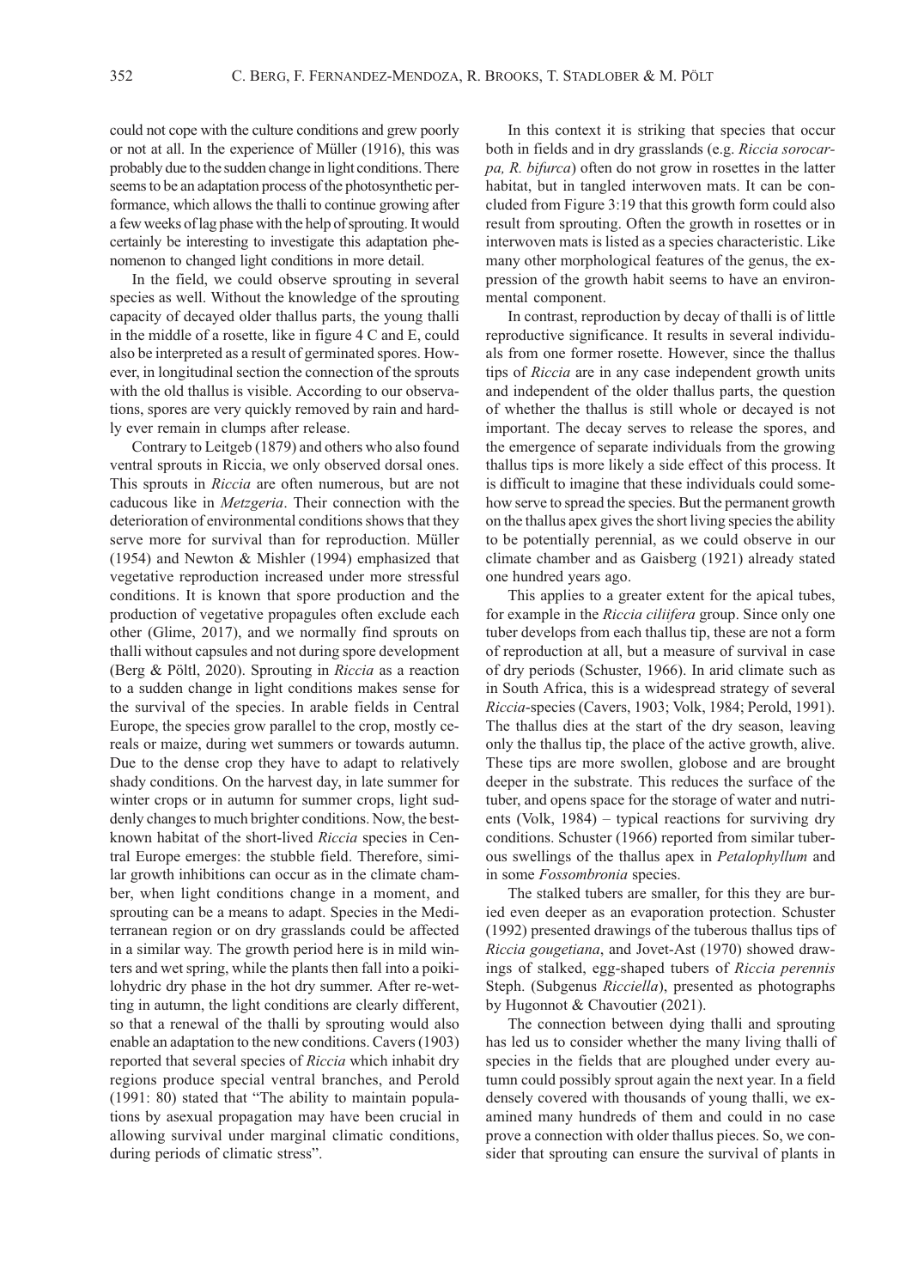could not cope with the culture conditions and grew poorly or not at all. In the experience of Müller (1916), this was probably due to the sudden change in light conditions. There seems to be an adaptation process of the photosynthetic performance, which allows the thalli to continue growing after a few weeks of lag phase with the help of sprouting. It would certainly be interesting to investigate this adaptation phenomenon to changed light conditions in more detail.

In the field, we could observe sprouting in several species as well. Without the knowledge of the sprouting capacity of decayed older thallus parts, the young thalli in the middle of a rosette, like in figure 4 C and E, could also be interpreted as a result of germinated spores. However, in longitudinal section the connection of the sprouts with the old thallus is visible. According to our observations, spores are very quickly removed by rain and hardly ever remain in clumps after release.

Contrary to Leitgeb (1879) and others who also found ventral sprouts in Riccia, we only observed dorsal ones. This sprouts in *Riccia* are often numerous, but are not caducous like in *Metzgeria*. Their connection with the deterioration of environmental conditions shows that they serve more for survival than for reproduction. Müller (1954) and Newton & Mishler (1994) emphasized that vegetative reproduction increased under more stressful conditions. It is known that spore production and the production of vegetative propagules often exclude each other (Glime, 2017), and we normally find sprouts on thalli without capsules and not during spore development (Berg & Pöltl, 2020). Sprouting in *Riccia* as a reaction to a sudden change in light conditions makes sense for the survival of the species. In arable fields in Central Europe, the species grow parallel to the crop, mostly cereals or maize, during wet summers or towards autumn. Due to the dense crop they have to adapt to relatively shady conditions. On the harvest day, in late summer for winter crops or in autumn for summer crops, light suddenly changes to much brighter conditions. Now, the best-known habitat of the short-lived *Riccia* species in Central Europe emerges: the stubble field. Therefore, similar growth inhibitions can occur as in the climate chamber, when light conditions change in a moment, and sprouting can be a means to adapt. Species in the Mediterranean region or on dry grasslands could be affected in a similar way. The growth period here is in mild winters and wet spring, while the plants then fall into a poikilohydric dry phase in the hot dry summer. After re-wetting in autumn, the light conditions are clearly different, so that a renewal of the thalli by sprouting would also enable an adaptation to the new conditions. Cavers (1903) reported that several species of *Riccia* which inhabit dry regions produce special ventral branches, and Perold (1991: 80) stated that "The ability to maintain populations by asexual propagation may have been crucial in allowing survival under marginal climatic conditions, during periods of climatic stress".

In this context it is striking that species that occur both in fields and in dry grasslands (e.g. *Riccia sorocarpa, R. bifurca*) often do not grow in rosettes in the latter habitat, but in tangled interwoven mats. It can be concluded from Figure 3:19 that this growth form could also result from sprouting. Often the growth in rosettes or in interwoven mats is listed as a species characteristic. Like many other morphological features of the genus, the expression of the growth habit seems to have an environmental component.

In contrast, reproduction by decay of thalli is of little reproductive significance. It results in several individuals from one former rosette. However, since the thallus tips of *Riccia* are in any case independent growth units and independent of the older thallus parts, the question of whether the thallus is still whole or decayed is not important. The decay serves to release the spores, and the emergence of separate individuals from the growing thallus tips is more likely a side effect of this process. It is difficult to imagine that these individuals could somehow serve to spread the species. But the permanent growth on the thallus apex gives the short living species the ability to be potentially perennial, as we could observe in our climate chamber and as Gaisberg (1921) already stated one hundred years ago.

This applies to a greater extent for the apical tubes, for example in the *Riccia ciliifera* group. Since only one tuber develops from each thallus tip, these are not a form of reproduction at all, but a measure of survival in case of dry periods (Schuster, 1966). In arid climate such as in South Africa, this is a widespread strategy of several *Riccia*-species (Cavers, 1903; Volk, 1984; Perold, 1991). The thallus dies at the start of the dry season, leaving only the thallus tip, the place of the active growth, alive. These tips are more swollen, globose and are brought deeper in the substrate. This reduces the surface of the tuber, and opens space for the storage of water and nutrients (Volk, 1984) – typical reactions for surviving dry conditions. Schuster (1966) reported from similar tuberous swellings of the thallus apex in *Petalophyllum* and in some *Fossombronia* species.

The stalked tubers are smaller, for this they are buried even deeper as an evaporation protection. Schuster (1992) presented drawings of the tuberous thallus tips of *Riccia gougetiana*, and Jovet-Ast (1970) showed drawings of stalked, egg-shaped tubers of *Riccia perennis* Steph. (Subgenus *Ricciella*), presented as photographs by Hugonnot & Chavoutier (2021).

The connection between dying thalli and sprouting has led us to consider whether the many living thalli of species in the fields that are ploughed under every autumn could possibly sprout again the next year. In a field densely covered with thousands of young thalli, we examined many hundreds of them and could in no case prove a connection with older thallus pieces. So, we consider that sprouting can ensure the survival of plants in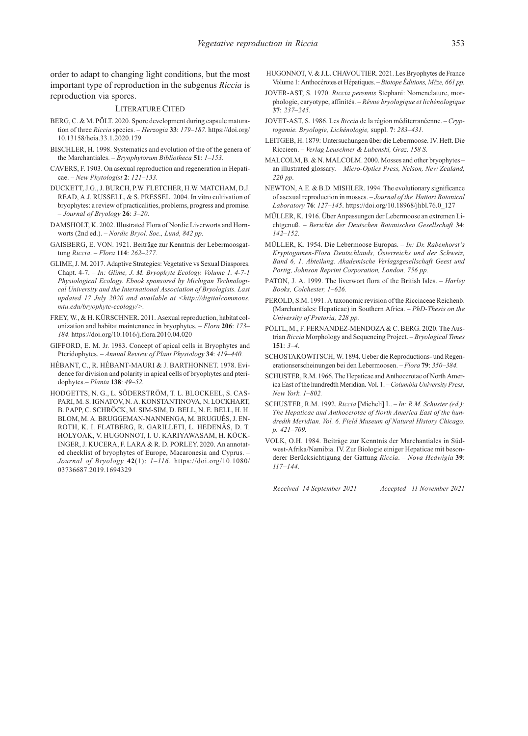order to adapt to changing light conditions, but the most important type of reproduction in the subgenus *Riccia* is reproduction via spores.

## Literature Cited

BERG, C. & M. PÖLT. 2020. Spore development during capsule maturation of three *Riccia* species. – *Herzogia* **33**: *179–187.* https://doi.org/10.13158/heia.33.1.2020.179

BISCHLER, H. 1998. Systematics and evolution of the of the genera of the Marchantiales. – *Bryophytorum Bibliotheca* **51**: *1–153.*

CAVERS, F. 1903. On asexual reproduction and regeneration in Hepaticae. – *New Phytologist* **2**: *121–133.*

DUCKETT, J.G., J. BURCH, P.W. FLETCHER, H.W. MATCHAM, D.J. READ, A.J. RUSSELL, & S. PRESSEL. 2004. In vitro cultivation of bryophytes: a review of practicalities, problems, progress and promise. – *Journal of Bryology* **26**: *3–20*.

DAMSHOLT, K. 2002. Illustrated Flora of Nordic Liverworts and Hornworts (2nd ed.). – *Nordic Bryol. Soc., Lund, 842 pp.*

GAISBERG, E. VON. 1921. Beiträge zur Kenntnis der Lebermoosgattung *Riccia*. – *Flora* **114**: *262–277.*

GLIME, J. M. 2017. Adaptive Strategies: Vegetative vs Sexual Diaspores. Chapt. 4-7. – *In: Glime, J. M. Bryophyte Ecology. Volume 1. 4-7-1 Physiological Ecology. Ebook sponsored by Michigan Technological University and the International Association of Bryologists. Last updated 17 July 2020 and available at <http://digitalcommons.mtu.edu/bryophyte-ecology/>.*

FREY, W., & H. KÜRSCHNER. 2011. Asexual reproduction, habitat colonization and habitat maintenance in bryophytes. – *Flora* **206**: *173–184.* https://doi.org/10.1016/j.flora.2010.04.020

GIFFORD, E. M. Jr. 1983. Concept of apical cells in Bryophytes and Pteridophytes. – *Annual Review of Plant Physiology* **34**: *419–440.*

HÉBANT, C., R. HÉBANT-MAURI & J. BARTHONNET. 1978. Evidence for division and polarity in apical cells of bryophytes and pteridophytes.– *Planta* **138**: *49–52.*

HODGETTS, N. G., L. SÖDERSTRÖM, T. L. BLOCKEEL, S. CASPARI, M. S. IGNATOV, N. A. KONSTANTINOVA, N. LOCKHART, B. PAPP, C. SCHRÖCK, M. SIM-SIM, D. BELL, N. E. BELL, H. H. BLOM, M. A. BRUGGEMAN-NANNENGA, M. BRUGUÉS, J. ENROTH, K. I. FLATBERG, R. GARILLETI, L. HEDENÄS, D. T. HOLYOAK, V. HUGONNOT, I. U. KARIYAWASAM, H. KÖCKINGER, J. KUCERA, F. LARA & R. D. PORLEY. 2020. An annotated checklist of bryophytes of Europe, Macaronesia and Cyprus. – *Journal of Bryology* **42**(1): *1–116*. https://doi.org/10.1080/03736687.2019.1694329

HUGONNOT, V. & J.L. CHAVOUTIER. 2021. Les Bryophytes de France Volume 1: Anthocérotes et Hépatiques. – *Biotope Éditions, Mčze, 661 pp.*

JOVER-AST, S. 1970. *Riccia perennis* Stephani: Nomenclature, morphologie, caryotype, affinités. – *Révue bryologique et lichénologique* **37**: *237–245.*

JOVET-AST, S. 1986. Les *Riccia* de la région méditerranéenne. – *Cryptogamie. Bryologie, Lichénologie,* suppl. **7**: *283–431.*

LEITGEB, H. 1879: Untersuchungen über die Lebermoose. IV. Heft. Die Riccieen. – *Verlag Leuschner & Lubenski, Graz, 158 S.*

MALCOLM, B. & N. MALCOLM. 2000. Mosses and other bryophytes – an illustrated glossary. – *Micro-Optics Press, Nelson, New Zealand, 220 pp.*

NEWTON, A.E. & B.D. MISHLER. 1994. The evolutionary significance of asexual reproduction in mosses. – *Journal of the Hattori Botanical Laboratory* **76**: *127–145*. https://doi.org/10.18968/jhbl.76.0_127

MÜLLER, K. 1916. Über Anpassungen der Lebermoose an extremen Lichtgenuß. – *Berichte der Deutschen Botanischen Gesellschaft* **34**: *142–152.*

MÜLLER, K. 1954. Die Lebermoose Europas. – *In: Dr. Rabenhorst's Kryptogamen-Flora Deutschlands, Österreichs und der Schweiz, Band 6, 1. Abteilung. Akademische Verlagsgesellschaft Geest und Portig, Johnson Reprint Corporation, London, 756 pp.*

PATON, J. A. 1999. The liverwort flora of the British Isles. – *Harley Books, Colchester, 1–626.*

PEROLD, S.M. 1991. A taxonomic revision of the Ricciaceae Reichenb. (Marchantiales: Hepaticae) in Southern Africa. – *PhD-Thesis on the University of Pretoria, 228 pp.*

PÖLTL, M., F. FERNANDEZ-MENDOZA & C. BERG. 2020. The Austrian *Riccia* Morphology and Sequencing Project. – *Bryological Times* **151**: *3–4*.

SCHOSTAKOWITSCH, W. 1894. Ueber die Reproductions- und Regenerationserscheinungen bei den Lebermoosen. – *Flora* **79**: *350–384.*

SCHUSTER, R.M. 1966. The Hepaticae and Anthocerotae of North America East of the hundredth Meridian. Vol. 1. – *Columbia University Press, New York. 1–802.*

SCHUSTER, R.M. 1992. *Riccia* [Micheli] L. – *In: R.M. Schuster (ed.): The Hepaticae and Anthocerotae of North America East of the hundredth Meridian. Vol. 6. Field Museum of Natural History Chicago. p. 421–709.*

VOLK, O.H. 1984. Beiträge zur Kenntnis der Marchantiales in Südwest-Afrika/Namibia. IV. Zur Biologie einiger Hepaticae mit besonderer Berücksichtigung der Gattung *Riccia*. – *Nova Hedwigia* **39**: *117–144.*

*Received 14 September 2021 Accepted 11 November 2021*